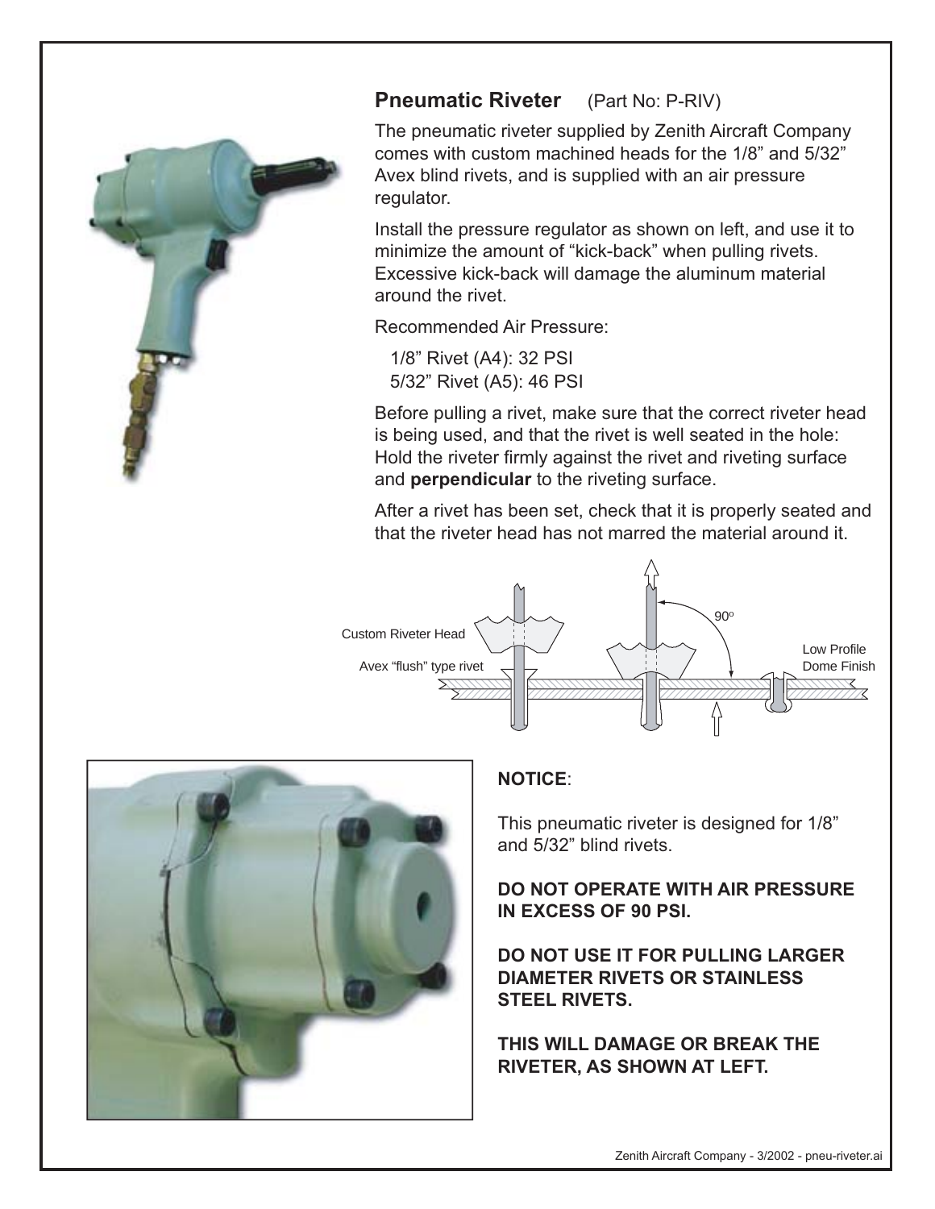## Pneumatic Riveter (Part No: P-RIV)

The pneumatic riveter supplied by Zenith Aircraft Company comes with custom machined heads for the 1/8" and 5/32" Avex blind rivets, and is supplied with an air pressure regulator.

Install the pressure regulator as shown on left, and use it to minimize the amount of "kick-back" when pulling rivets. Excessive kick-back will damage the aluminum material around the rivet.

Recommended Air Pressure:

1/8" Rivet (A4): 32 PSI
5/32" Rivet (A5): 46 PSI

Before pulling a rivet, make sure that the correct riveter head is being used, and that the rivet is well seated in the hole: Hold the riveter firmly against the rivet and riveting surface and **perpendicular** to the riveting surface.

After a rivet has been set, check that it is properly seated and that the riveter head has not marred the material around it.

Custom Riveter Head

Avex "flush" type rivet

90°

Low Profile Dome Finish

**NOTICE**:

This pneumatic riveter is designed for 1/8" and 5/32" blind rivets.

**DO NOT OPERATE WITH AIR PRESSURE IN EXCESS OF 90 PSI.**

**DO NOT USE IT FOR PULLING LARGER DIAMETER RIVETS OR STAINLESS STEEL RIVETS.**

**THIS WILL DAMAGE OR BREAK THE RIVETER, AS SHOWN AT LEFT.**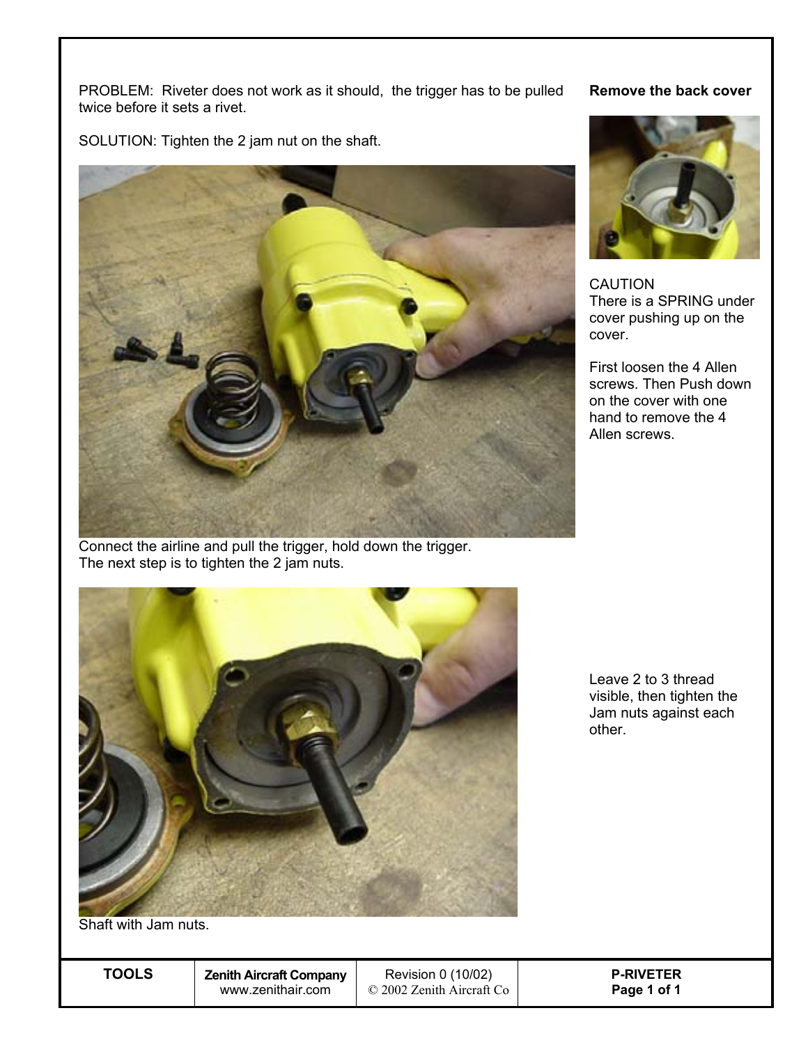PROBLEM: Riveter does not work as it should, the trigger has to be pulled twice before it sets a rivet.

SOLUTION: Tighten the 2 jam nut on the shaft.

**Remove the back cover**

CAUTION
There is a SPRING under cover pushing up on the cover.

First loosen the 4 Allen screws. Then Push down on the cover with one hand to remove the 4 Allen screws.

Connect the airline and pull the trigger, hold down the trigger.
The next step is to tighten the 2 jam nuts.

Leave 2 to 3 thread visible, then tighten the Jam nuts against each other.

Shaft with Jam nuts.

| TOOLS | Zenith Aircraft Company www.zenithair.com | Revision 0 (10/02) © 2002 Zenith Aircraft Co | P-RIVETER |
| --- | --- | --- | --- |